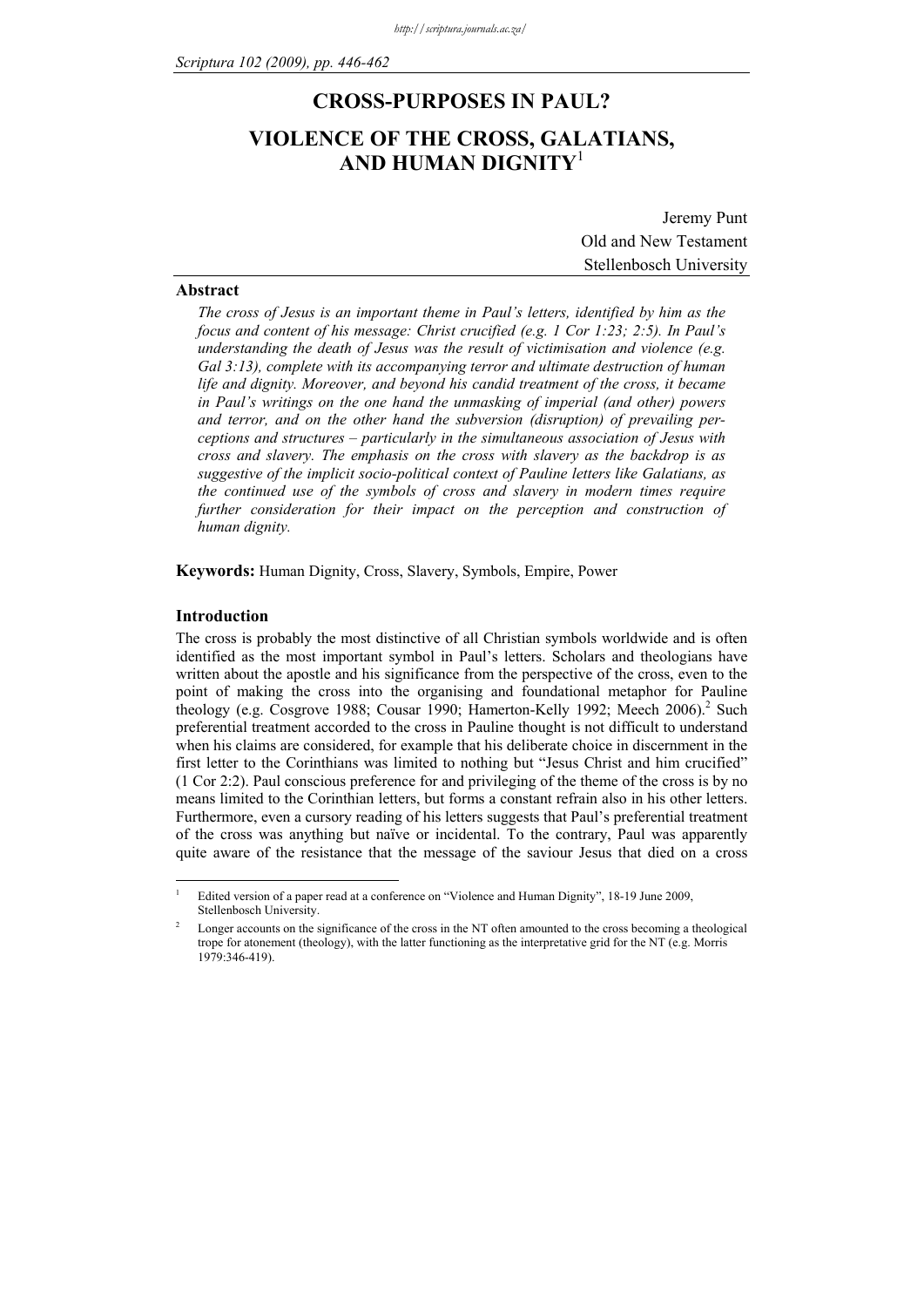# CROSS-PURPOSES IN PAUL?

# VIOLENCE OF THE CROSS, GALATIANS, AND HUMAN DIGNITY[1]

Jeremy Punt
Old and New Testament
Stellenbosch University

## Abstract

*The cross of Jesus is an important theme in Paul's letters, identified by him as the focus and content of his message: Christ crucified (e.g. 1 Cor 1:23; 2:5). In Paul's understanding the death of Jesus was the result of victimisation and violence (e.g. Gal 3:13), complete with its accompanying terror and ultimate destruction of human life and dignity. Moreover, and beyond his candid treatment of the cross, it became in Paul's writings on the one hand the unmasking of imperial (and other) powers and terror, and on the other hand the subversion (disruption) of prevailing perceptions and structures – particularly in the simultaneous association of Jesus with cross and slavery. The emphasis on the cross with slavery as the backdrop is as suggestive of the implicit socio-political context of Pauline letters like Galatians, as the continued use of the symbols of cross and slavery in modern times require further consideration for their impact on the perception and construction of human dignity.*

**Keywords:** Human Dignity, Cross, Slavery, Symbols, Empire, Power

## Introduction

The cross is probably the most distinctive of all Christian symbols worldwide and is often identified as the most important symbol in Paul's letters. Scholars and theologians have written about the apostle and his significance from the perspective of the cross, even to the point of making the cross into the organising and foundational metaphor for Pauline theology (e.g. Cosgrove 1988; Cousar 1990; Hamerton-Kelly 1992; Meech 2006).[2] Such preferential treatment accorded to the cross in Pauline thought is not difficult to understand when his claims are considered, for example that his deliberate choice in discernment in the first letter to the Corinthians was limited to nothing but "Jesus Christ and him crucified" (1 Cor 2:2). Paul conscious preference for and privileging of the theme of the cross is by no means limited to the Corinthian letters, but forms a constant refrain also in his other letters. Furthermore, even a cursory reading of his letters suggests that Paul's preferential treatment of the cross was anything but naïve or incidental. To the contrary, Paul was apparently quite aware of the resistance that the message of the saviour Jesus that died on a cross

---

[1] Edited version of a paper read at a conference on "Violence and Human Dignity", 18-19 June 2009, Stellenbosch University.

[2] Longer accounts on the significance of the cross in the NT often amounted to the cross becoming a theological trope for atonement (theology), with the latter functioning as the interpretative grid for the NT (e.g. Morris 1979:346-419).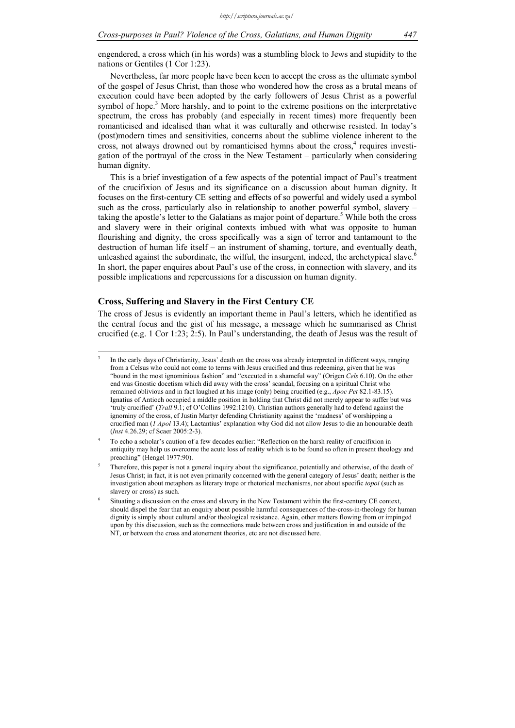engendered, a cross which (in his words) was a stumbling block to Jews and stupidity to the nations or Gentiles (1 Cor 1:23).

Nevertheless, far more people have been keen to accept the cross as the ultimate symbol of the gospel of Jesus Christ, than those who wondered how the cross as a brutal means of execution could have been adopted by the early followers of Jesus Christ as a powerful symbol of hope.[3] More harshly, and to point to the extreme positions on the interpretative spectrum, the cross has probably (and especially in recent times) more frequently been romanticised and idealised than what it was culturally and otherwise resisted. In today's (post)modern times and sensitivities, concerns about the sublime violence inherent to the cross, not always drowned out by romanticised hymns about the cross,[4] requires investigation of the portrayal of the cross in the New Testament – particularly when considering human dignity.

This is a brief investigation of a few aspects of the potential impact of Paul's treatment of the crucifixion of Jesus and its significance on a discussion about human dignity. It focuses on the first-century CE setting and effects of so powerful and widely used a symbol such as the cross, particularly also in relationship to another powerful symbol, slavery – taking the apostle's letter to the Galatians as major point of departure.[5] While both the cross and slavery were in their original contexts imbued with what was opposite to human flourishing and dignity, the cross specifically was a sign of terror and tantamount to the destruction of human life itself – an instrument of shaming, torture, and eventually death, unleashed against the subordinate, the wilful, the insurgent, indeed, the archetypical slave.[6] In short, the paper enquires about Paul's use of the cross, in connection with slavery, and its possible implications and repercussions for a discussion on human dignity.

## Cross, Suffering and Slavery in the First Century CE

The cross of Jesus is evidently an important theme in Paul's letters, which he identified as the central focus and the gist of his message, a message which he summarised as Christ crucified (e.g. 1 Cor 1:23; 2:5). In Paul's understanding, the death of Jesus was the result of

---

[3] In the early days of Christianity, Jesus' death on the cross was already interpreted in different ways, ranging from a Celsus who could not come to terms with Jesus crucified and thus redeeming, given that he was "bound in the most ignominious fashion" and "executed in a shameful way" (Origen *Cels* 6.10). On the other end was Gnostic docetism which did away with the cross' scandal, focusing on a spiritual Christ who remained oblivious and in fact laughed at his image (only) being crucified (e.g., *Apoc Pet* 82.1-83.15). Ignatius of Antioch occupied a middle position in holding that Christ did not merely appear to suffer but was 'truly crucified' (*Trall* 9.1; cf O'Collins 1992:1210). Christian authors generally had to defend against the ignominy of the cross, cf Justin Martyr defending Christianity against the 'madness' of worshipping a crucified man (*1 Apol* 13.4); Lactantius' explanation why God did not allow Jesus to die an honourable death (*Inst* 4.26.29; cf Scaer 2005:2-3).

[4] To echo a scholar's caution of a few decades earlier: "Reflection on the harsh reality of crucifixion in antiquity may help us overcome the acute loss of reality which is to be found so often in present theology and preaching" (Hengel 1977:90).

[5] Therefore, this paper is not a general inquiry about the significance, potentially and otherwise, of the death of Jesus Christ; in fact, it is not even primarily concerned with the general category of Jesus' death; neither is the investigation about metaphors as literary trope or rhetorical mechanisms, nor about specific *topoi* (such as slavery or cross) as such.

[6] Situating a discussion on the cross and slavery in the New Testament within the first-century CE context, should dispel the fear that an enquiry about possible harmful consequences of the-cross-in-theology for human dignity is simply about cultural and/or theological resistance. Again, other matters flowing from or impinged upon by this discussion, such as the connections made between cross and justification in and outside of the NT, or between the cross and atonement theories, etc are not discussed here.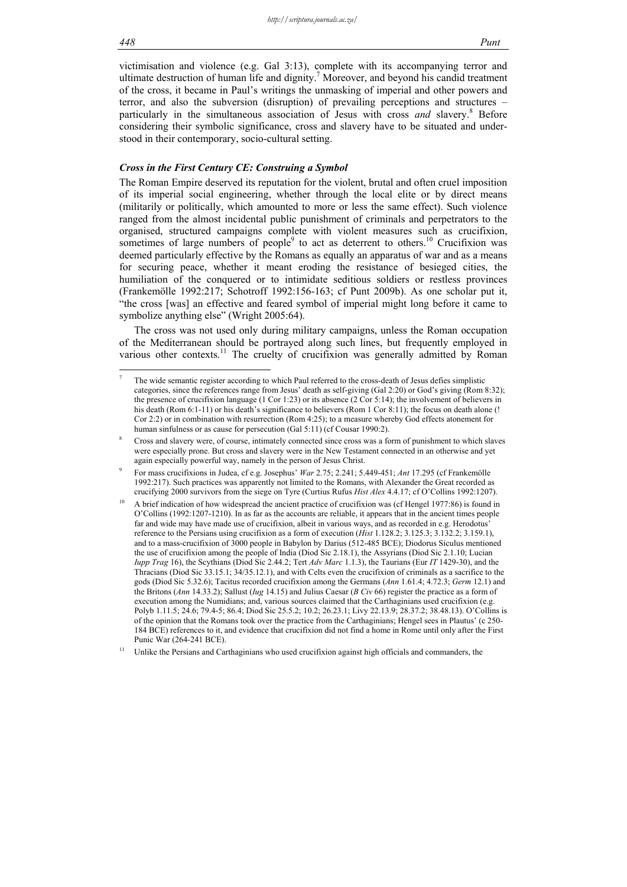victimisation and violence (e.g. Gal 3:13), complete with its accompanying terror and ultimate destruction of human life and dignity.[7] Moreover, and beyond his candid treatment of the cross, it became in Paul's writings the unmasking of imperial and other powers and terror, and also the subversion (disruption) of prevailing perceptions and structures – particularly in the simultaneous association of Jesus with cross *and* slavery.[8] Before considering their symbolic significance, cross and slavery have to be situated and understood in their contemporary, socio-cultural setting.

### *Cross in the First Century CE: Construing a Symbol*

The Roman Empire deserved its reputation for the violent, brutal and often cruel imposition of its imperial social engineering, whether through the local elite or by direct means (militarily or politically, which amounted to more or less the same effect). Such violence ranged from the almost incidental public punishment of criminals and perpetrators to the organised, structured campaigns complete with violent measures such as crucifixion, sometimes of large numbers of people[9] to act as deterrent to others.[10] Crucifixion was deemed particularly effective by the Romans as equally an apparatus of war and as a means for securing peace, whether it meant eroding the resistance of besieged cities, the humiliation of the conquered or to intimidate seditious soldiers or restless provinces (Frankemölle 1992:217; Schotroff 1992:156-163; cf Punt 2009b). As one scholar put it, "the cross [was] an effective and feared symbol of imperial might long before it came to symbolize anything else" (Wright 2005:64).

The cross was not used only during military campaigns, unless the Roman occupation of the Mediterranean should be portrayed along such lines, but frequently employed in various other contexts.[11] The cruelty of crucifixion was generally admitted by Roman

---

[7] The wide semantic register according to which Paul referred to the cross-death of Jesus defies simplistic categories, since the references range from Jesus' death as self-giving (Gal 2:20) or God's giving (Rom 8:32); the presence of crucifixion language (1 Cor 1:23) or its absence (2 Cor 5:14); the involvement of believers in his death (Rom 6:1-11) or his death's significance to believers (Rom 1 Cor 8:11); the focus on death alone (! Cor 2:2) or in combination with resurrection (Rom 4:25); to a measure whereby God effects atonement for human sinfulness or as cause for persecution (Gal 5:11) (cf Cousar 1990:2).

[8] Cross and slavery were, of course, intimately connected since cross was a form of punishment to which slaves were especially prone. But cross and slavery were in the New Testament connected in an otherwise and yet again especially powerful way, namely in the person of Jesus Christ.

[9] For mass crucifixions in Judea, cf e.g. Josephus' *War* 2.75; 2.241; 5.449-451; *Ant* 17.295 (cf Frankemölle 1992:217). Such practices was apparently not limited to the Romans, with Alexander the Great recorded as crucifying 2000 survivors from the siege on Tyre (Curtius Rufus *Hist Alex* 4.4.17; cf O'Collins 1992:1207).

[10] A brief indication of how widespread the ancient practice of crucifixion was (cf Hengel 1977:86) is found in O'Collins (1992:1207-1210). In as far as the accounts are reliable, it appears that in the ancient times people far and wide may have made use of crucifixion, albeit in various ways, and as recorded in e.g. Herodotus' reference to the Persians using crucifixion as a form of execution (*Hist* 1.128.2; 3.125.3; 3.132.2; 3.159.1), and to a mass-crucifixion of 3000 people in Babylon by Darius (512-485 BCE); Diodorus Siculus mentioned the use of crucifixion among the people of India (Diod Sic 2.18.1), the Assyrians (Diod Sic 2.1.10; Lucian *Iupp Trag* 16), the Scythians (Diod Sic 2.44.2; Tert *Adv Marc* 1.1.3), the Taurians (Eur *IT* 1429-30), and the Thracians (Diod Sic 33.15.1; 34/35.12.1), and with Celts even the crucifixion of criminals as a sacrifice to the gods (Diod Sic 5.32.6); Tacitus recorded crucifixion among the Germans (*Ann* 1.61.4; 4.72.3; *Germ* 12.1) and the Britons (*Ann* 14.33.2); Sallust (*Iug* 14.15) and Julius Caesar (*B Civ* 66) register the practice as a form of execution among the Numidians; and, various sources claimed that the Carthaginians used crucifixion (e.g. Polyb 1.11.5; 24.6; 79.4-5; 86.4; Diod Sic 25.5.2; 10.2; 26.23.1; Livy 22.13.9; 28.37.2; 38.48.13). O'Collins is of the opinion that the Romans took over the practice from the Carthaginians; Hengel sees in Plautus' (c 250-184 BCE) references to it, and evidence that crucifixion did not find a home in Rome until only after the First Punic War (264-241 BCE).

[11] Unlike the Persians and Carthaginians who used crucifixion against high officials and commanders, the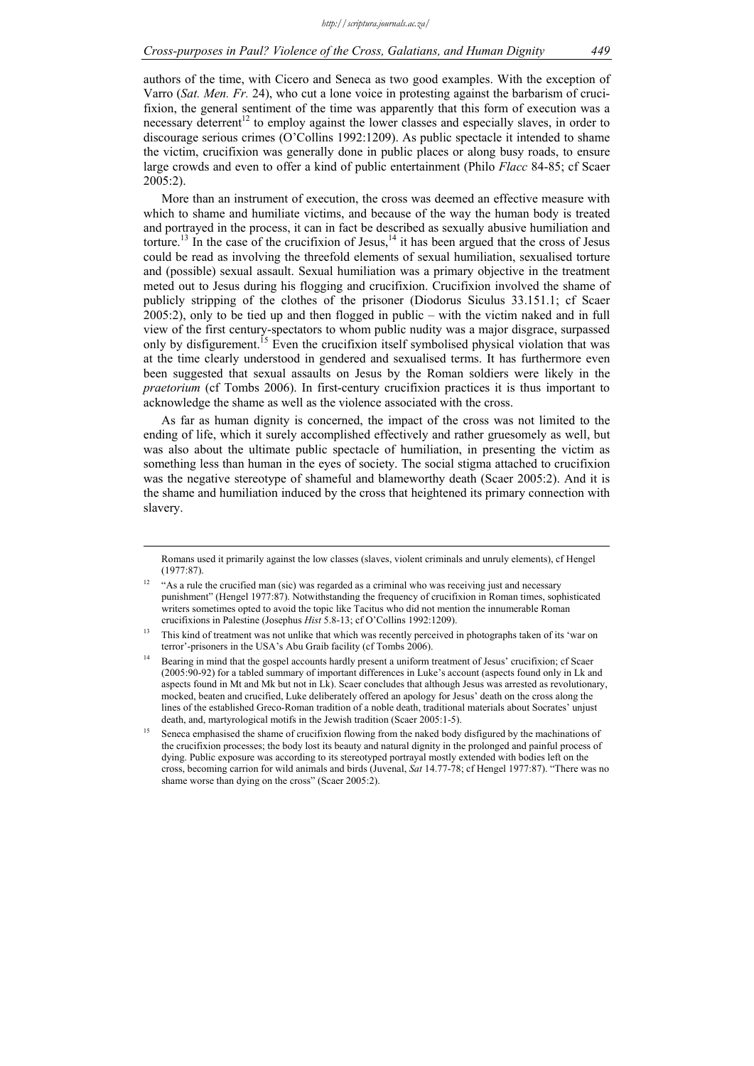authors of the time, with Cicero and Seneca as two good examples. With the exception of Varro (*Sat. Men. Fr.* 24), who cut a lone voice in protesting against the barbarism of crucifixion, the general sentiment of the time was apparently that this form of execution was a necessary deterrent[12] to employ against the lower classes and especially slaves, in order to discourage serious crimes (O'Collins 1992:1209). As public spectacle it intended to shame the victim, crucifixion was generally done in public places or along busy roads, to ensure large crowds and even to offer a kind of public entertainment (Philo *Flacc* 84-85; cf Scaer 2005:2).

More than an instrument of execution, the cross was deemed an effective measure with which to shame and humiliate victims, and because of the way the human body is treated and portrayed in the process, it can in fact be described as sexually abusive humiliation and torture.[13] In the case of the crucifixion of Jesus,[14] it has been argued that the cross of Jesus could be read as involving the threefold elements of sexual humiliation, sexualised torture and (possible) sexual assault. Sexual humiliation was a primary objective in the treatment meted out to Jesus during his flogging and crucifixion. Crucifixion involved the shame of publicly stripping of the clothes of the prisoner (Diodorus Siculus 33.151.1; cf Scaer 2005:2), only to be tied up and then flogged in public – with the victim naked and in full view of the first century-spectators to whom public nudity was a major disgrace, surpassed only by disfigurement.[15] Even the crucifixion itself symbolised physical violation that was at the time clearly understood in gendered and sexualised terms. It has furthermore even been suggested that sexual assaults on Jesus by the Roman soldiers were likely in the *praetorium* (cf Tombs 2006). In first-century crucifixion practices it is thus important to acknowledge the shame as well as the violence associated with the cross.

As far as human dignity is concerned, the impact of the cross was not limited to the ending of life, which it surely accomplished effectively and rather gruesomely as well, but was also about the ultimate public spectacle of humiliation, in presenting the victim as something less than human in the eyes of society. The social stigma attached to crucifixion was the negative stereotype of shameful and blameworthy death (Scaer 2005:2). And it is the shame and humiliation induced by the cross that heightened its primary connection with slavery.

---

Romans used it primarily against the low classes (slaves, violent criminals and unruly elements), cf Hengel (1977:87).

[12] "As a rule the crucified man (sic) was regarded as a criminal who was receiving just and necessary punishment" (Hengel 1977:87). Notwithstanding the frequency of crucifixion in Roman times, sophisticated writers sometimes opted to avoid the topic like Tacitus who did not mention the innumerable Roman crucifixions in Palestine (Josephus *Hist* 5.8-13; cf O'Collins 1992:1209).

[13] This kind of treatment was not unlike that which was recently perceived in photographs taken of its 'war on terror'-prisoners in the USA's Abu Graib facility (cf Tombs 2006).

[14] Bearing in mind that the gospel accounts hardly present a uniform treatment of Jesus' crucifixion; cf Scaer (2005:90-92) for a tabled summary of important differences in Luke's account (aspects found only in Lk and aspects found in Mt and Mk but not in Lk). Scaer concludes that although Jesus was arrested as revolutionary, mocked, beaten and crucified, Luke deliberately offered an apology for Jesus' death on the cross along the lines of the established Greco-Roman tradition of a noble death, traditional materials about Socrates' unjust death, and, martyrological motifs in the Jewish tradition (Scaer 2005:1-5).

[15] Seneca emphasised the shame of crucifixion flowing from the naked body disfigured by the machinations of the crucifixion processes; the body lost its beauty and natural dignity in the prolonged and painful process of dying. Public exposure was according to its stereotyped portrayal mostly extended with bodies left on the cross, becoming carrion for wild animals and birds (Juvenal, *Sat* 14.77-78; cf Hengel 1977:87). "There was no shame worse than dying on the cross" (Scaer 2005:2).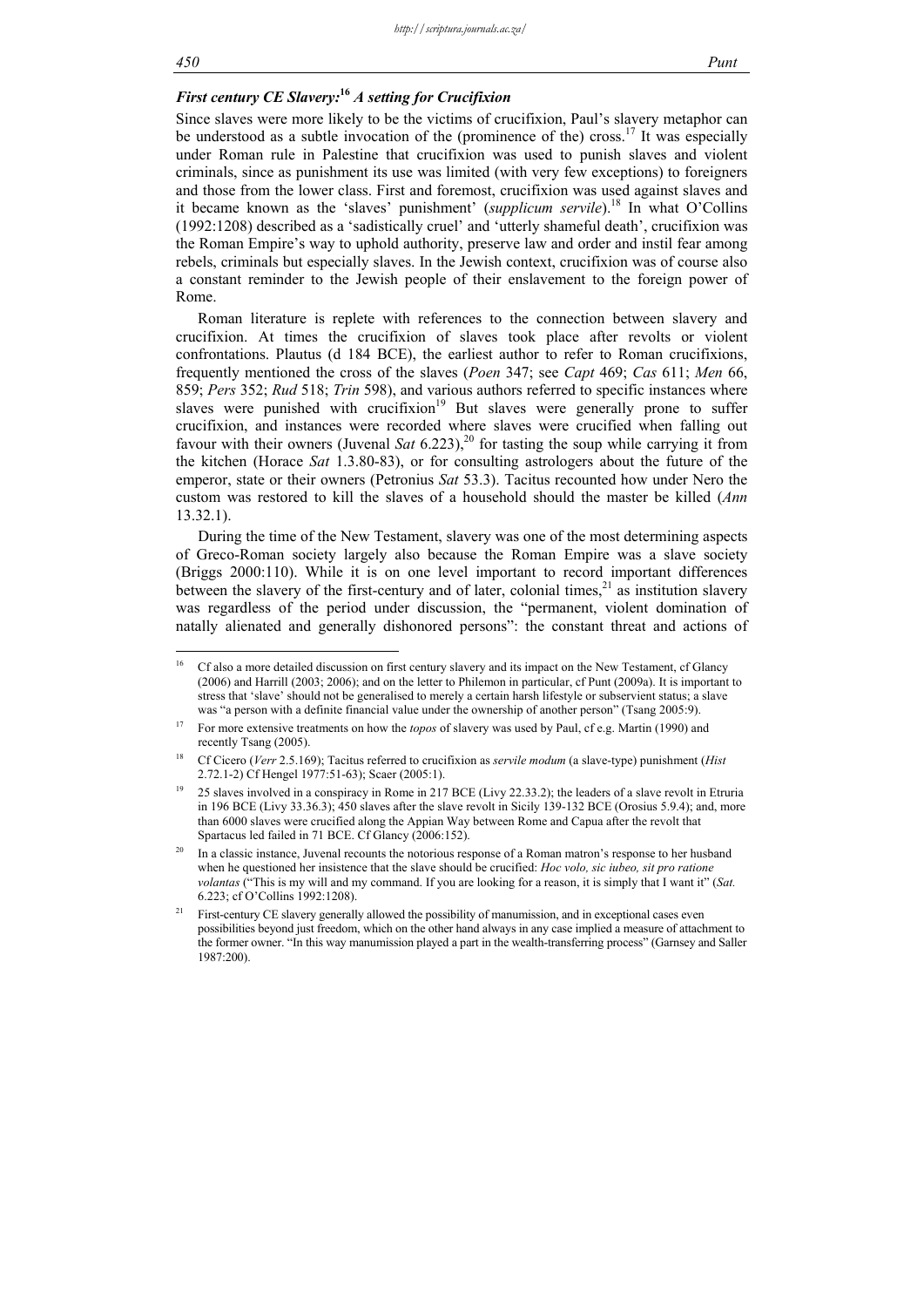### *First century CE Slavery:*[16] *A setting for Crucifixion*

Since slaves were more likely to be the victims of crucifixion, Paul's slavery metaphor can be understood as a subtle invocation of the (prominence of the) cross.[17] It was especially under Roman rule in Palestine that crucifixion was used to punish slaves and violent criminals, since as punishment its use was limited (with very few exceptions) to foreigners and those from the lower class. First and foremost, crucifixion was used against slaves and it became known as the 'slaves' punishment' (*supplicum servile*).[18] In what O'Collins (1992:1208) described as a 'sadistically cruel' and 'utterly shameful death', crucifixion was the Roman Empire's way to uphold authority, preserve law and order and instil fear among rebels, criminals but especially slaves. In the Jewish context, crucifixion was of course also a constant reminder to the Jewish people of their enslavement to the foreign power of Rome.

Roman literature is replete with references to the connection between slavery and crucifixion. At times the crucifixion of slaves took place after revolts or violent confrontations. Plautus (d 184 BCE), the earliest author to refer to Roman crucifixions, frequently mentioned the cross of the slaves (*Poen* 347; see *Capt* 469; *Cas* 611; *Men* 66, 859; *Pers* 352; *Rud* 518; *Trin* 598), and various authors referred to specific instances where slaves were punished with crucifixion[19] But slaves were generally prone to suffer crucifixion, and instances were recorded where slaves were crucified when falling out favour with their owners (Juvenal *Sat* 6.223),[20] for tasting the soup while carrying it from the kitchen (Horace *Sat* 1.3.80-83), or for consulting astrologers about the future of the emperor, state or their owners (Petronius *Sat* 53.3). Tacitus recounted how under Nero the custom was restored to kill the slaves of a household should the master be killed (*Ann* 13.32.1).

During the time of the New Testament, slavery was one of the most determining aspects of Greco-Roman society largely also because the Roman Empire was a slave society (Briggs 2000:110). While it is on one level important to record important differences between the slavery of the first-century and of later, colonial times,[21] as institution slavery was regardless of the period under discussion, the "permanent, violent domination of natally alienated and generally dishonored persons": the constant threat and actions of

---

[16] Cf also a more detailed discussion on first century slavery and its impact on the New Testament, cf Glancy (2006) and Harrill (2003; 2006); and on the letter to Philemon in particular, cf Punt (2009a). It is important to stress that 'slave' should not be generalised to merely a certain harsh lifestyle or subservient status; a slave was "a person with a definite financial value under the ownership of another person" (Tsang 2005:9).

[17] For more extensive treatments on how the *topos* of slavery was used by Paul, cf e.g. Martin (1990) and recently Tsang (2005).

[18] Cf Cicero (*Verr* 2.5.169); Tacitus referred to crucifixion as *servile modum* (a slave-type) punishment (*Hist* 2.72.1-2) Cf Hengel 1977:51-63); Scaer (2005:1).

[19] 25 slaves involved in a conspiracy in Rome in 217 BCE (Livy 22.33.2); the leaders of a slave revolt in Etruria in 196 BCE (Livy 33.36.3); 450 slaves after the slave revolt in Sicily 139-132 BCE (Orosius 5.9.4); and, more than 6000 slaves were crucified along the Appian Way between Rome and Capua after the revolt that Spartacus led failed in 71 BCE. Cf Glancy (2006:152).

[20] In a classic instance, Juvenal recounts the notorious response of a Roman matron's response to her husband when he questioned her insistence that the slave should be crucified: *Hoc volo, sic iubeo, sit pro ratione volantas* ("This is my will and my command. If you are looking for a reason, it is simply that I want it" (*Sat.* 6.223; cf O'Collins 1992:1208).

[21] First-century CE slavery generally allowed the possibility of manumission, and in exceptional cases even possibilities beyond just freedom, which on the other hand always in any case implied a measure of attachment to the former owner. "In this way manumission played a part in the wealth-transferring process" (Garnsey and Saller 1987:200).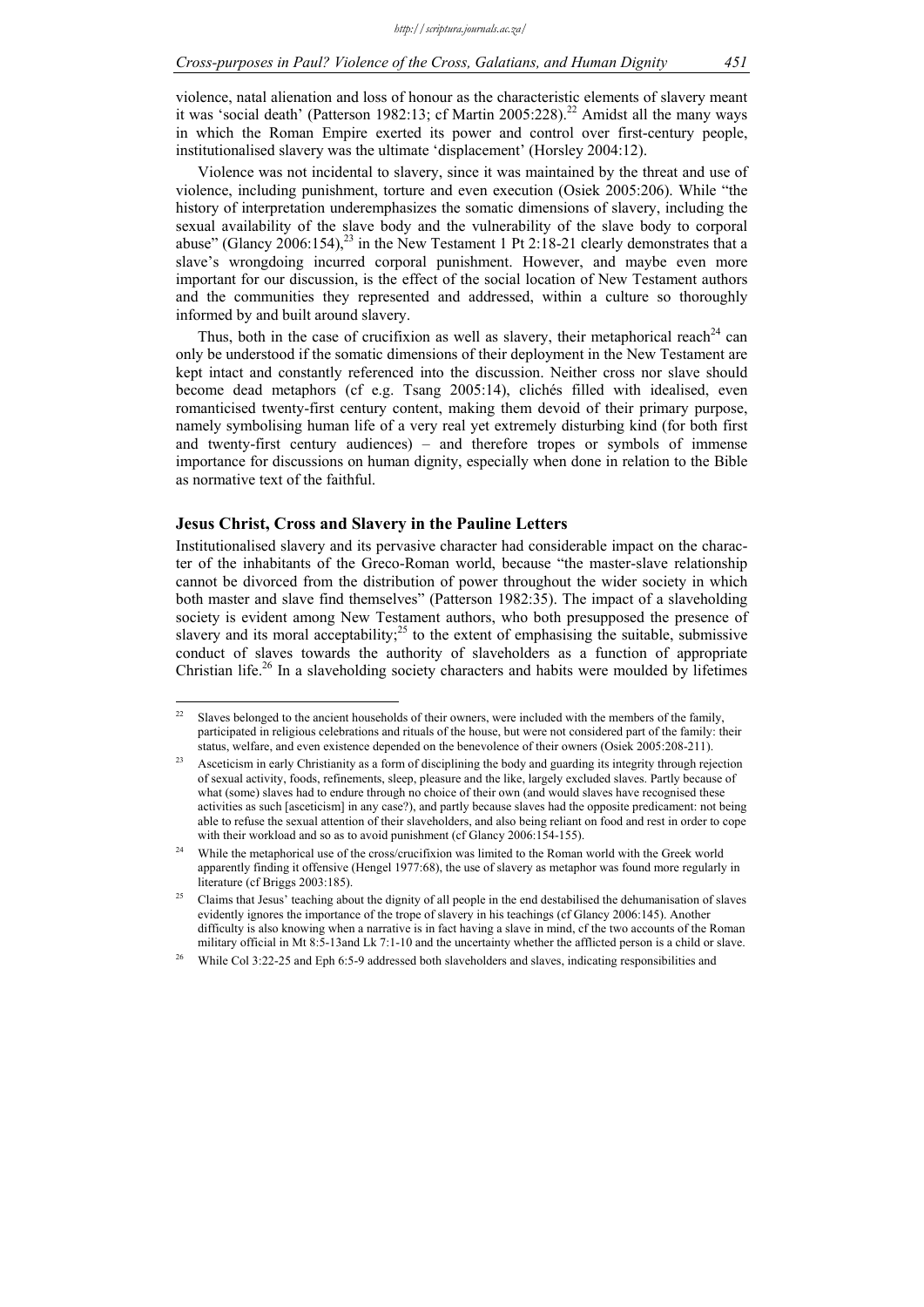violence, natal alienation and loss of honour as the characteristic elements of slavery meant it was 'social death' (Patterson 1982:13; cf Martin 2005:228).[22] Amidst all the many ways in which the Roman Empire exerted its power and control over first-century people, institutionalised slavery was the ultimate 'displacement' (Horsley 2004:12).

Violence was not incidental to slavery, since it was maintained by the threat and use of violence, including punishment, torture and even execution (Osiek 2005:206). While "the history of interpretation underemphasizes the somatic dimensions of slavery, including the sexual availability of the slave body and the vulnerability of the slave body to corporal abuse" (Glancy 2006:154),[23] in the New Testament 1 Pt 2:18-21 clearly demonstrates that a slave's wrongdoing incurred corporal punishment. However, and maybe even more important for our discussion, is the effect of the social location of New Testament authors and the communities they represented and addressed, within a culture so thoroughly informed by and built around slavery.

Thus, both in the case of crucifixion as well as slavery, their metaphorical reach[24] can only be understood if the somatic dimensions of their deployment in the New Testament are kept intact and constantly referenced into the discussion. Neither cross nor slave should become dead metaphors (cf e.g. Tsang 2005:14), clichés filled with idealised, even romanticised twenty-first century content, making them devoid of their primary purpose, namely symbolising human life of a very real yet extremely disturbing kind (for both first and twenty-first century audiences) – and therefore tropes or symbols of immense importance for discussions on human dignity, especially when done in relation to the Bible as normative text of the faithful.

## Jesus Christ, Cross and Slavery in the Pauline Letters

Institutionalised slavery and its pervasive character had considerable impact on the character of the inhabitants of the Greco-Roman world, because "the master-slave relationship cannot be divorced from the distribution of power throughout the wider society in which both master and slave find themselves" (Patterson 1982:35). The impact of a slaveholding society is evident among New Testament authors, who both presupposed the presence of slavery and its moral acceptability;[25] to the extent of emphasising the suitable, submissive conduct of slaves towards the authority of slaveholders as a function of appropriate Christian life.[26] In a slaveholding society characters and habits were moulded by lifetimes

---

[22] Slaves belonged to the ancient households of their owners, were included with the members of the family, participated in religious celebrations and rituals of the house, but were not considered part of the family: their status, welfare, and even existence depended on the benevolence of their owners (Osiek 2005:208-211).

[23] Asceticism in early Christianity as a form of disciplining the body and guarding its integrity through rejection of sexual activity, foods, refinements, sleep, pleasure and the like, largely excluded slaves. Partly because of what (some) slaves had to endure through no choice of their own (and would slaves have recognised these activities as such [asceticism] in any case?), and partly because slaves had the opposite predicament: not being able to refuse the sexual attention of their slaveholders, and also being reliant on food and rest in order to cope with their workload and so as to avoid punishment (cf Glancy 2006:154-155).

[24] While the metaphorical use of the cross/crucifixion was limited to the Roman world with the Greek world apparently finding it offensive (Hengel 1977:68), the use of slavery as metaphor was found more regularly in literature (cf Briggs 2003:185).

[25] Claims that Jesus' teaching about the dignity of all people in the end destabilised the dehumanisation of slaves evidently ignores the importance of the trope of slavery in his teachings (cf Glancy 2006:145). Another difficulty is also knowing when a narrative is in fact having a slave in mind, cf the two accounts of the Roman military official in Mt 8:5-13and Lk 7:1-10 and the uncertainty whether the afflicted person is a child or slave.

[26] While Col 3:22-25 and Eph 6:5-9 addressed both slaveholders and slaves, indicating responsibilities and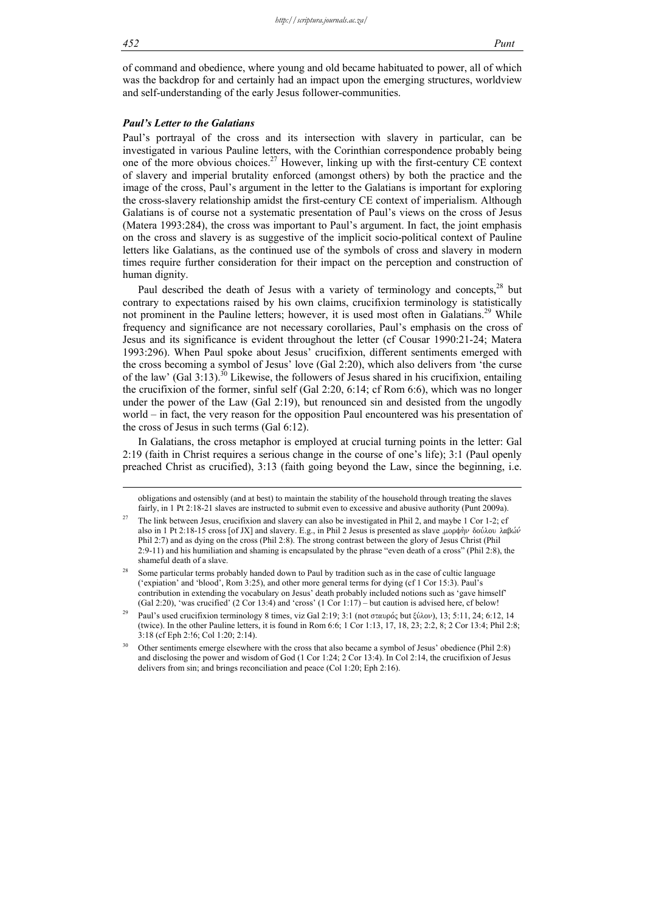of command and obedience, where young and old became habituated to power, all of which was the backdrop for and certainly had an impact upon the emerging structures, worldview and self-understanding of the early Jesus follower-communities.

### *Paul's Letter to the Galatians*

Paul's portrayal of the cross and its intersection with slavery in particular, can be investigated in various Pauline letters, with the Corinthian correspondence probably being one of the more obvious choices.[27] However, linking up with the first-century CE context of slavery and imperial brutality enforced (amongst others) by both the practice and the image of the cross, Paul's argument in the letter to the Galatians is important for exploring the cross-slavery relationship amidst the first-century CE context of imperialism. Although Galatians is of course not a systematic presentation of Paul's views on the cross of Jesus (Matera 1993:284), the cross was important to Paul's argument. In fact, the joint emphasis on the cross and slavery is as suggestive of the implicit socio-political context of Pauline letters like Galatians, as the continued use of the symbols of cross and slavery in modern times require further consideration for their impact on the perception and construction of human dignity.

Paul described the death of Jesus with a variety of terminology and concepts,[28] but contrary to expectations raised by his own claims, crucifixion terminology is statistically not prominent in the Pauline letters; however, it is used most often in Galatians.[29] While frequency and significance are not necessary corollaries, Paul's emphasis on the cross of Jesus and its significance is evident throughout the letter (cf Cousar 1990:21-24; Matera 1993:296). When Paul spoke about Jesus' crucifixion, different sentiments emerged with the cross becoming a symbol of Jesus' love (Gal 2:20), which also delivers from 'the curse of the law' (Gal 3:13).[30] Likewise, the followers of Jesus shared in his crucifixion, entailing the crucifixion of the former, sinful self (Gal 2:20, 6:14; cf Rom 6:6), which was no longer under the power of the Law (Gal 2:19), but renounced sin and desisted from the ungodly world – in fact, the very reason for the opposition Paul encountered was his presentation of the cross of Jesus in such terms (Gal 6:12).

In Galatians, the cross metaphor is employed at crucial turning points in the letter: Gal 2:19 (faith in Christ requires a serious change in the course of one's life); 3:1 (Paul openly preached Christ as crucified), 3:13 (faith going beyond the Law, since the beginning, i.e.

---

obligations and ostensibly (and at best) to maintain the stability of the household through treating the slaves fairly, in 1 Pt 2:18-21 slaves are instructed to submit even to excessive and abusive authority (Punt 2009a).

[27] The link between Jesus, crucifixion and slavery can also be investigated in Phil 2, and maybe 1 Cor 1-2; cf also in 1 Pt 2:18-15 cross [of JX] and slavery. E.g., in Phil 2 Jesus is presented as slave ‚μορφὴν δούλου λαβών' Phil 2:7) and as dying on the cross (Phil 2:8). The strong contrast between the glory of Jesus Christ (Phil 2:9-11) and his humiliation and shaming is encapsulated by the phrase "even death of a cross" (Phil 2:8), the shameful death of a slave.

[28] Some particular terms probably handed down to Paul by tradition such as in the case of cultic language ('expiation' and 'blood', Rom 3:25), and other more general terms for dying (cf 1 Cor 15:3). Paul's contribution in extending the vocabulary on Jesus' death probably included notions such as 'gave himself' (Gal 2:20), 'was crucified' (2 Cor 13:4) and 'cross' (1 Cor 1:17) – but caution is advised here, cf below!

[29] Paul's used crucifixion terminology 8 times, viz Gal 2:19; 3:1 (not σταυρός but ξύλον), 13; 5:11, 24; 6:12, 14 (twice). In the other Pauline letters, it is found in Rom 6:6; 1 Cor 1:13, 17, 18, 23; 2:2, 8; 2 Cor 13:4; Phil 2:8; 3:18 (cf Eph 2:!6; Col 1:20; 2:14).

[30] Other sentiments emerge elsewhere with the cross that also became a symbol of Jesus' obedience (Phil 2:8) and disclosing the power and wisdom of God (1 Cor 1:24; 2 Cor 13:4). In Col 2:14, the crucifixion of Jesus delivers from sin; and brings reconciliation and peace (Col 1:20; Eph 2:16).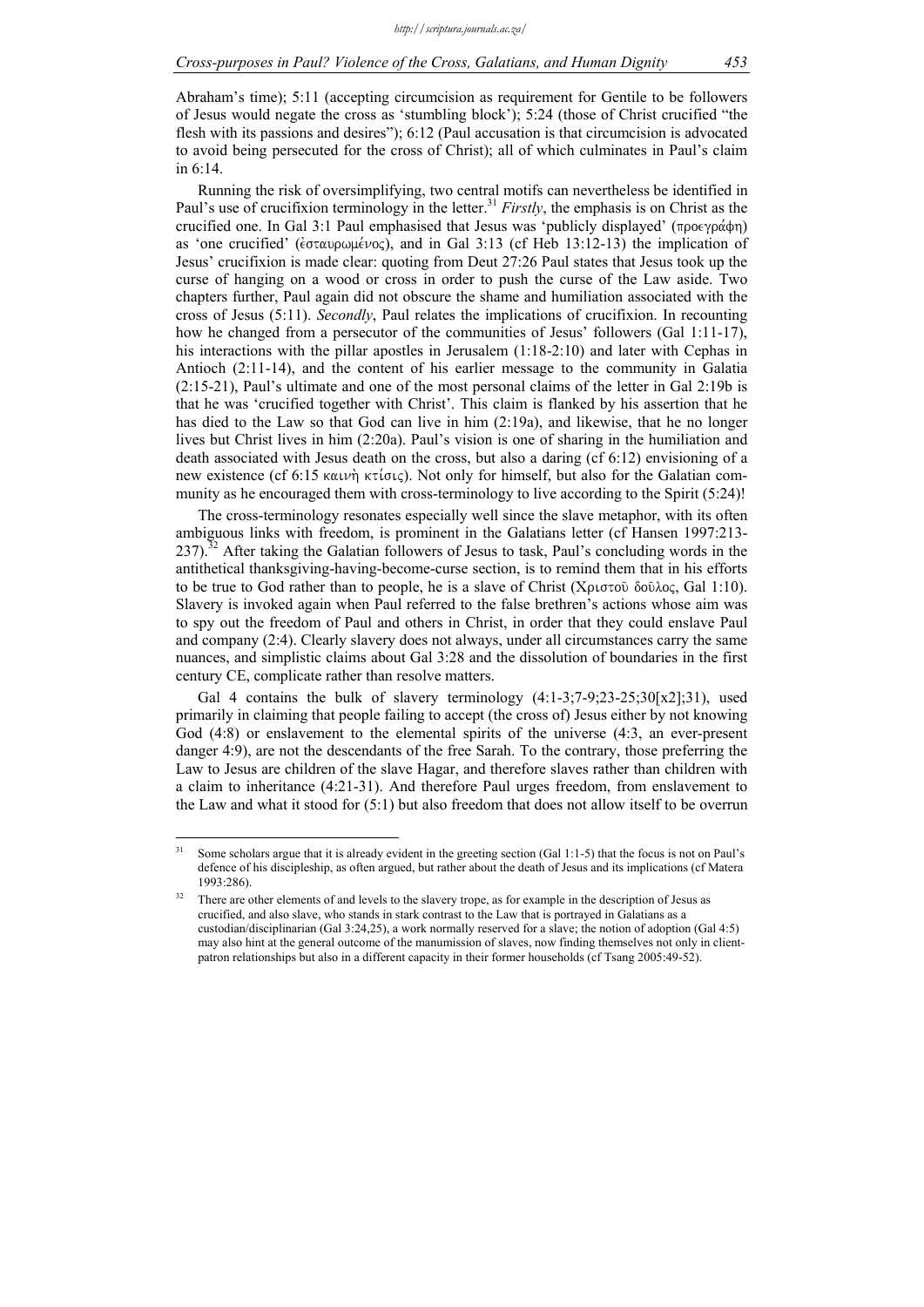Abraham's time); 5:11 (accepting circumcision as requirement for Gentile to be followers of Jesus would negate the cross as 'stumbling block'); 5:24 (those of Christ crucified "the flesh with its passions and desires"); 6:12 (Paul accusation is that circumcision is advocated to avoid being persecuted for the cross of Christ); all of which culminates in Paul's claim in 6:14.

Running the risk of oversimplifying, two central motifs can nevertheless be identified in Paul's use of crucifixion terminology in the letter.[31] *Firstly*, the emphasis is on Christ as the crucified one. In Gal 3:1 Paul emphasised that Jesus was 'publicly displayed' (προεγράφη) as 'one crucified' (ἐσταυρωμένος), and in Gal 3:13 (cf Heb 13:12-13) the implication of Jesus' crucifixion is made clear: quoting from Deut 27:26 Paul states that Jesus took up the curse of hanging on a wood or cross in order to push the curse of the Law aside. Two chapters further, Paul again did not obscure the shame and humiliation associated with the cross of Jesus (5:11). *Secondly*, Paul relates the implications of crucifixion. In recounting how he changed from a persecutor of the communities of Jesus' followers (Gal 1:11-17), his interactions with the pillar apostles in Jerusalem (1:18-2:10) and later with Cephas in Antioch (2:11-14), and the content of his earlier message to the community in Galatia (2:15-21), Paul's ultimate and one of the most personal claims of the letter in Gal 2:19b is that he was 'crucified together with Christ'. This claim is flanked by his assertion that he has died to the Law so that God can live in him (2:19a), and likewise, that he no longer lives but Christ lives in him (2:20a). Paul's vision is one of sharing in the humiliation and death associated with Jesus death on the cross, but also a daring (cf 6:12) envisioning of a new existence (cf 6:15 καινὴ κτίσις). Not only for himself, but also for the Galatian community as he encouraged them with cross-terminology to live according to the Spirit (5:24)!

The cross-terminology resonates especially well since the slave metaphor, with its often ambiguous links with freedom, is prominent in the Galatians letter (cf Hansen 1997:213-237).[32] After taking the Galatian followers of Jesus to task, Paul's concluding words in the antithetical thanksgiving-having-become-curse section, is to remind them that in his efforts to be true to God rather than to people, he is a slave of Christ (Χριστοῦ δοῦλος, Gal 1:10). Slavery is invoked again when Paul referred to the false brethren's actions whose aim was to spy out the freedom of Paul and others in Christ, in order that they could enslave Paul and company (2:4). Clearly slavery does not always, under all circumstances carry the same nuances, and simplistic claims about Gal 3:28 and the dissolution of boundaries in the first century CE, complicate rather than resolve matters.

Gal 4 contains the bulk of slavery terminology (4:1-3;7-9;23-25;30[x2];31), used primarily in claiming that people failing to accept (the cross of) Jesus either by not knowing God (4:8) or enslavement to the elemental spirits of the universe (4:3, an ever-present danger 4:9), are not the descendants of the free Sarah. To the contrary, those preferring the Law to Jesus are children of the slave Hagar, and therefore slaves rather than children with a claim to inheritance (4:21-31). And therefore Paul urges freedom, from enslavement to the Law and what it stood for (5:1) but also freedom that does not allow itself to be overrun

---

[31] Some scholars argue that it is already evident in the greeting section (Gal 1:1-5) that the focus is not on Paul's defence of his discipleship, as often argued, but rather about the death of Jesus and its implications (cf Matera 1993:286).

[32] There are other elements of and levels to the slavery trope, as for example in the description of Jesus as crucified, and also slave, who stands in stark contrast to the Law that is portrayed in Galatians as a custodian/disciplinarian (Gal 3:24,25), a work normally reserved for a slave; the notion of adoption (Gal 4:5) may also hint at the general outcome of the manumission of slaves, now finding themselves not only in client-patron relationships but also in a different capacity in their former households (cf Tsang 2005:49-52).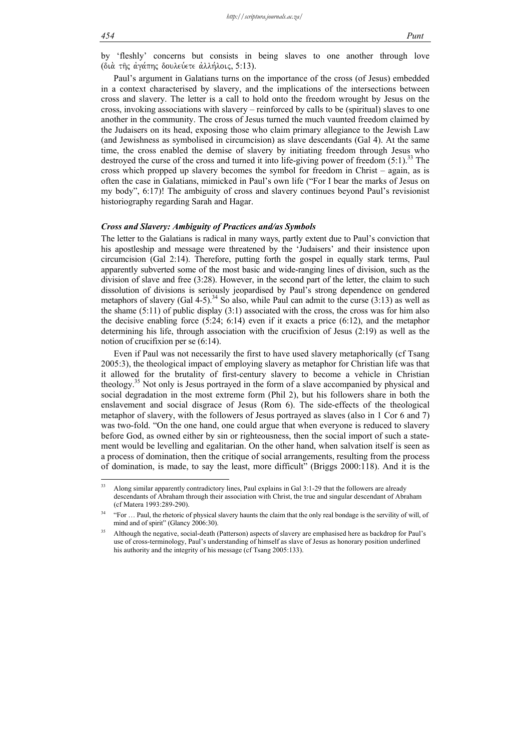by 'fleshly' concerns but consists in being slaves to one another through love (διὰ τῆς ἀγάπης δουλεύετε ἀλλήλοις, 5:13).

Paul's argument in Galatians turns on the importance of the cross (of Jesus) embedded in a context characterised by slavery, and the implications of the intersections between cross and slavery. The letter is a call to hold onto the freedom wrought by Jesus on the cross, invoking associations with slavery – reinforced by calls to be (spiritual) slaves to one another in the community. The cross of Jesus turned the much vaunted freedom claimed by the Judaisers on its head, exposing those who claim primary allegiance to the Jewish Law (and Jewishness as symbolised in circumcision) as slave descendants (Gal 4). At the same time, the cross enabled the demise of slavery by initiating freedom through Jesus who destroyed the curse of the cross and turned it into life-giving power of freedom (5:1).[33] The cross which propped up slavery becomes the symbol for freedom in Christ – again, as is often the case in Galatians, mimicked in Paul's own life ("For I bear the marks of Jesus on my body", 6:17)! The ambiguity of cross and slavery continues beyond Paul's revisionist historiography regarding Sarah and Hagar.

### *Cross and Slavery: Ambiguity of Practices and/as Symbols*

The letter to the Galatians is radical in many ways, partly extent due to Paul's conviction that his apostleship and message were threatened by the 'Judaisers' and their insistence upon circumcision (Gal 2:14). Therefore, putting forth the gospel in equally stark terms, Paul apparently subverted some of the most basic and wide-ranging lines of division, such as the division of slave and free (3:28). However, in the second part of the letter, the claim to such dissolution of divisions is seriously jeopardised by Paul's strong dependence on gendered metaphors of slavery (Gal 4-5).[34] So also, while Paul can admit to the curse (3:13) as well as the shame (5:11) of public display (3:1) associated with the cross, the cross was for him also the decisive enabling force (5:24; 6:14) even if it exacts a price (6:12), and the metaphor determining his life, through association with the crucifixion of Jesus (2:19) as well as the notion of crucifixion per se (6:14).

Even if Paul was not necessarily the first to have used slavery metaphorically (cf Tsang 2005:3), the theological impact of employing slavery as metaphor for Christian life was that it allowed for the brutality of first-century slavery to become a vehicle in Christian theology.[35] Not only is Jesus portrayed in the form of a slave accompanied by physical and social degradation in the most extreme form (Phil 2), but his followers share in both the enslavement and social disgrace of Jesus (Rom 6). The side-effects of the theological metaphor of slavery, with the followers of Jesus portrayed as slaves (also in 1 Cor 6 and 7) was two-fold. "On the one hand, one could argue that when everyone is reduced to slavery before God, as owned either by sin or righteousness, then the social import of such a statement would be levelling and egalitarian. On the other hand, when salvation itself is seen as a process of domination, then the critique of social arrangements, resulting from the process of domination, is made, to say the least, more difficult" (Briggs 2000:118). And it is the

---

[33] Along similar apparently contradictory lines, Paul explains in Gal 3:1-29 that the followers are already descendants of Abraham through their association with Christ, the true and singular descendant of Abraham (cf Matera 1993:289-290).

[34] "For … Paul, the rhetoric of physical slavery haunts the claim that the only real bondage is the servility of will, of mind and of spirit" (Glancy 2006:30).

[35] Although the negative, social-death (Patterson) aspects of slavery are emphasised here as backdrop for Paul's use of cross-terminology, Paul's understanding of himself as slave of Jesus as honorary position underlined his authority and the integrity of his message (cf Tsang 2005:133).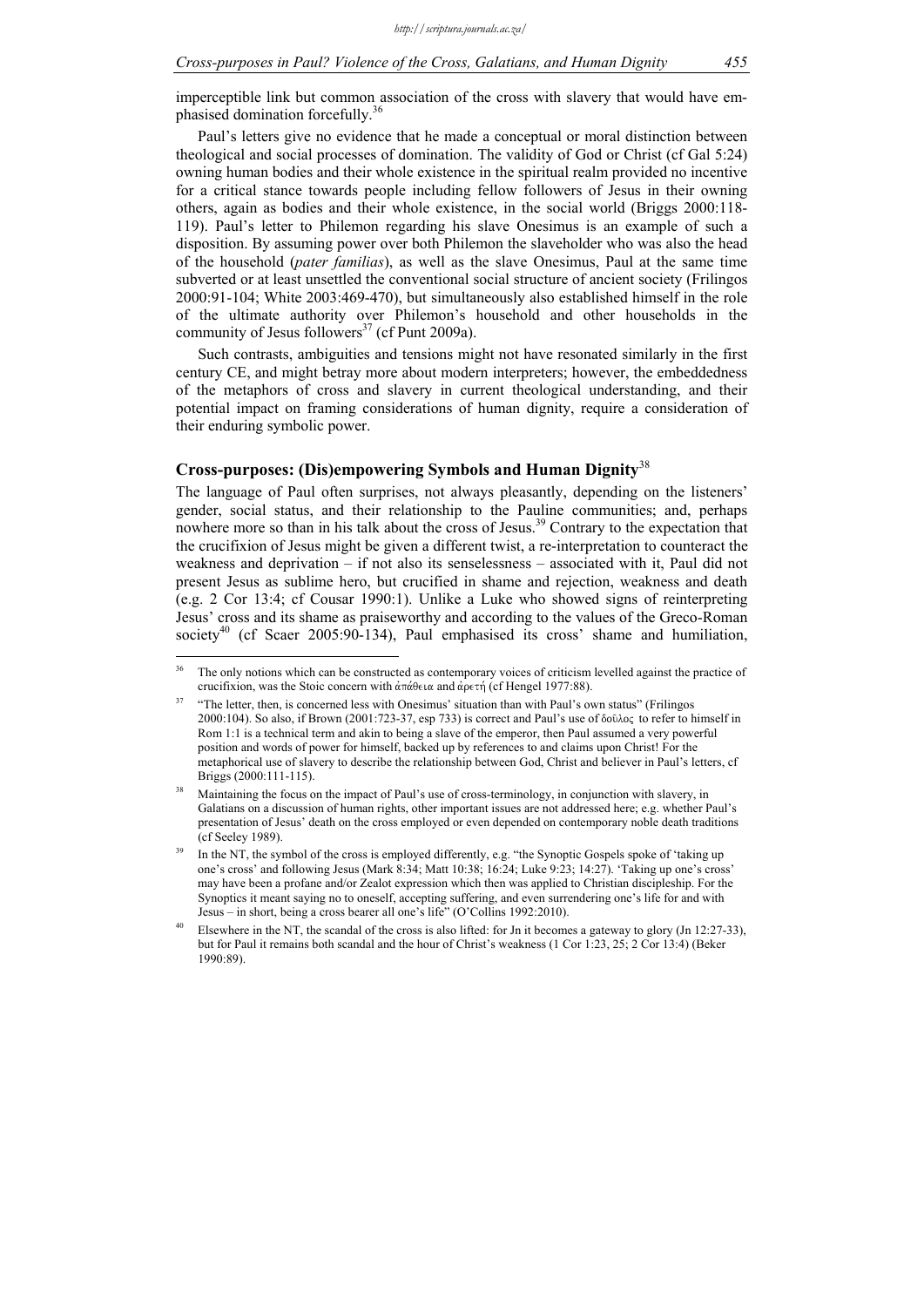imperceptible link but common association of the cross with slavery that would have emphasised domination forcefully.[36]

Paul's letters give no evidence that he made a conceptual or moral distinction between theological and social processes of domination. The validity of God or Christ (cf Gal 5:24) owning human bodies and their whole existence in the spiritual realm provided no incentive for a critical stance towards people including fellow followers of Jesus in their owning others, again as bodies and their whole existence, in the social world (Briggs 2000:118-119). Paul's letter to Philemon regarding his slave Onesimus is an example of such a disposition. By assuming power over both Philemon the slaveholder who was also the head of the household (*pater familias*), as well as the slave Onesimus, Paul at the same time subverted or at least unsettled the conventional social structure of ancient society (Frilingos 2000:91-104; White 2003:469-470), but simultaneously also established himself in the role of the ultimate authority over Philemon's household and other households in the community of Jesus followers[37] (cf Punt 2009a).

Such contrasts, ambiguities and tensions might not have resonated similarly in the first century CE, and might betray more about modern interpreters; however, the embeddedness of the metaphors of cross and slavery in current theological understanding, and their potential impact on framing considerations of human dignity, require a consideration of their enduring symbolic power.

## Cross-purposes: (Dis)empowering Symbols and Human Dignity[38]

The language of Paul often surprises, not always pleasantly, depending on the listeners' gender, social status, and their relationship to the Pauline communities; and, perhaps nowhere more so than in his talk about the cross of Jesus.[39] Contrary to the expectation that the crucifixion of Jesus might be given a different twist, a re-interpretation to counteract the weakness and deprivation – if not also its senselessness – associated with it, Paul did not present Jesus as sublime hero, but crucified in shame and rejection, weakness and death (e.g. 2 Cor 13:4; cf Cousar 1990:1). Unlike a Luke who showed signs of reinterpreting Jesus' cross and its shame as praiseworthy and according to the values of the Greco-Roman society[40] (cf Scaer 2005:90-134), Paul emphasised its cross' shame and humiliation,

---

[36] The only notions which can be constructed as contemporary voices of criticism levelled against the practice of crucifixion, was the Stoic concern with ἀπάθεια and ἀρετή (cf Hengel 1977:88).

[37] "The letter, then, is concerned less with Onesimus' situation than with Paul's own status" (Frilingos 2000:104). So also, if Brown (2001:723-37, esp 733) is correct and Paul's use of δοῦλος to refer to himself in Rom 1:1 is a technical term and akin to being a slave of the emperor, then Paul assumed a very powerful position and words of power for himself, backed up by references to and claims upon Christ! For the metaphorical use of slavery to describe the relationship between God, Christ and believer in Paul's letters, cf Briggs (2000:111-115).

[38] Maintaining the focus on the impact of Paul's use of cross-terminology, in conjunction with slavery, in Galatians on a discussion of human rights, other important issues are not addressed here; e.g. whether Paul's presentation of Jesus' death on the cross employed or even depended on contemporary noble death traditions (cf Seeley 1989).

[39] In the NT, the symbol of the cross is employed differently, e.g. "the Synoptic Gospels spoke of 'taking up one's cross' and following Jesus (Mark 8:34; Matt 10:38; 16:24; Luke 9:23; 14:27). 'Taking up one's cross' may have been a profane and/or Zealot expression which then was applied to Christian discipleship. For the Synoptics it meant saying no to oneself, accepting suffering, and even surrendering one's life for and with Jesus – in short, being a cross bearer all one's life" (O'Collins 1992:2010).

[40] Elsewhere in the NT, the scandal of the cross is also lifted: for Jn it becomes a gateway to glory (Jn 12:27-33), but for Paul it remains both scandal and the hour of Christ's weakness (1 Cor 1:23, 25; 2 Cor 13:4) (Beker 1990:89).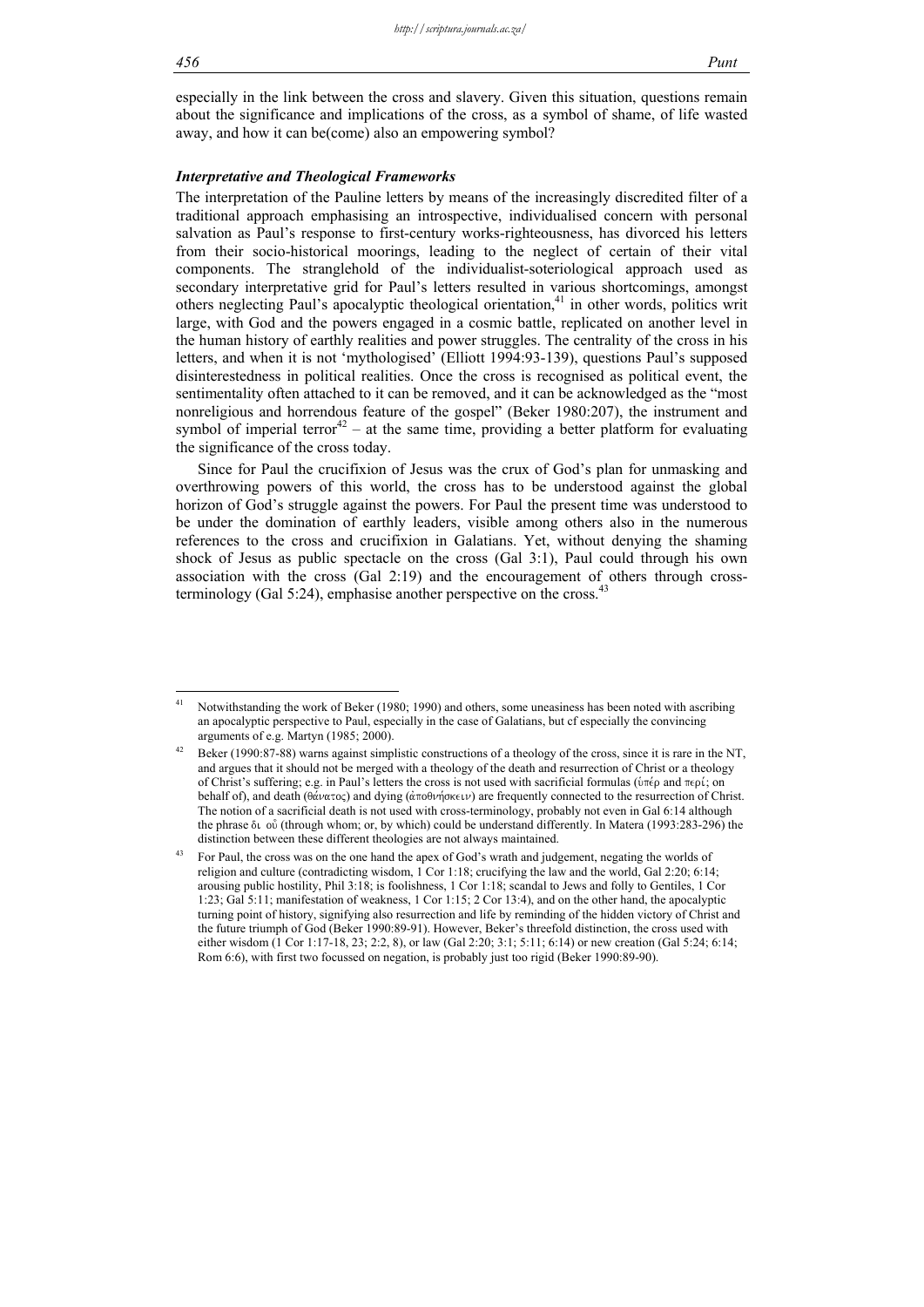especially in the link between the cross and slavery. Given this situation, questions remain about the significance and implications of the cross, as a symbol of shame, of life wasted away, and how it can be(come) also an empowering symbol?

### *Interpretative and Theological Frameworks*

The interpretation of the Pauline letters by means of the increasingly discredited filter of a traditional approach emphasising an introspective, individualised concern with personal salvation as Paul's response to first-century works-righteousness, has divorced his letters from their socio-historical moorings, leading to the neglect of certain of their vital components. The stranglehold of the individualist-soteriological approach used as secondary interpretative grid for Paul's letters resulted in various shortcomings, amongst others neglecting Paul's apocalyptic theological orientation,[41] in other words, politics writ large, with God and the powers engaged in a cosmic battle, replicated on another level in the human history of earthly realities and power struggles. The centrality of the cross in his letters, and when it is not 'mythologised' (Elliott 1994:93-139), questions Paul's supposed disinterestedness in political realities. Once the cross is recognised as political event, the sentimentality often attached to it can be removed, and it can be acknowledged as the "most nonreligious and horrendous feature of the gospel" (Beker 1980:207), the instrument and symbol of imperial terror[42] – at the same time, providing a better platform for evaluating the significance of the cross today.

Since for Paul the crucifixion of Jesus was the crux of God's plan for unmasking and overthrowing powers of this world, the cross has to be understood against the global horizon of God's struggle against the powers. For Paul the present time was understood to be under the domination of earthly leaders, visible among others also in the numerous references to the cross and crucifixion in Galatians. Yet, without denying the shaming shock of Jesus as public spectacle on the cross (Gal 3:1), Paul could through his own association with the cross (Gal 2:19) and the encouragement of others through cross-terminology (Gal 5:24), emphasise another perspective on the cross.[43]

---

[41] Notwithstanding the work of Beker (1980; 1990) and others, some uneasiness has been noted with ascribing an apocalyptic perspective to Paul, especially in the case of Galatians, but cf especially the convincing arguments of e.g. Martyn (1985; 2000).

[42] Beker (1990:87-88) warns against simplistic constructions of a theology of the cross, since it is rare in the NT, and argues that it should not be merged with a theology of the death and resurrection of Christ or a theology of Christ's suffering; e.g. in Paul's letters the cross is not used with sacrificial formulas (ὑπέρ and περί; on behalf of), and death (θάνατος) and dying (ἀποθνήσκειν) are frequently connected to the resurrection of Christ. The notion of a sacrificial death is not used with cross-terminology, probably not even in Gal 6:14 although the phrase δι οὗ (through whom; or, by which) could be understand differently. In Matera (1993:283-296) the distinction between these different theologies are not always maintained.

[43] For Paul, the cross was on the one hand the apex of God's wrath and judgement, negating the worlds of religion and culture (contradicting wisdom, 1 Cor 1:18; crucifying the law and the world, Gal 2:20; 6:14; arousing public hostility, Phil 3:18; is foolishness, 1 Cor 1:18; scandal to Jews and folly to Gentiles, 1 Cor 1:23; Gal 5:11; manifestation of weakness, 1 Cor 1:15; 2 Cor 13:4), and on the other hand, the apocalyptic turning point of history, signifying also resurrection and life by reminding of the hidden victory of Christ and the future triumph of God (Beker 1990:89-91). However, Beker's threefold distinction, the cross used with either wisdom (1 Cor 1:17-18, 23; 2:2, 8), or law (Gal 2:20; 3:1; 5:11; 6:14) or new creation (Gal 5:24; 6:14; Rom 6:6), with first two focussed on negation, is probably just too rigid (Beker 1990:89-90).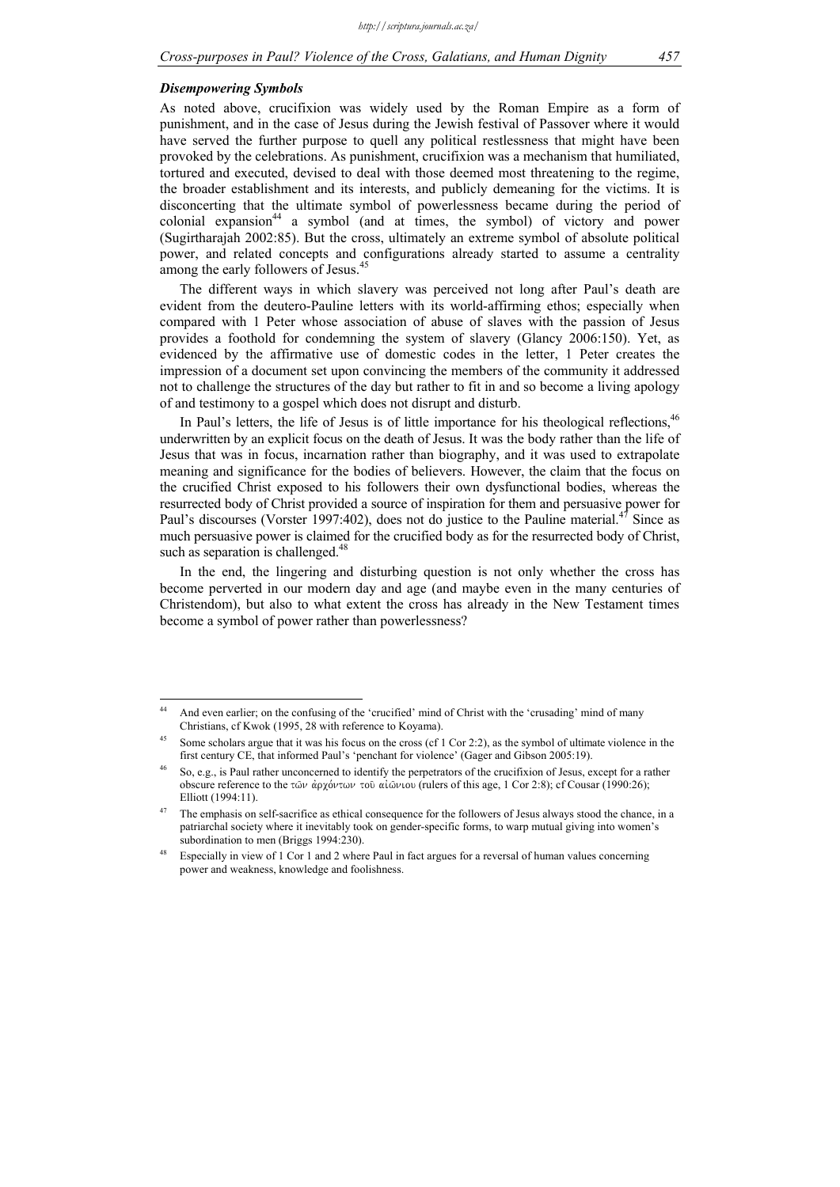### *Disempowering Symbols*

As noted above, crucifixion was widely used by the Roman Empire as a form of punishment, and in the case of Jesus during the Jewish festival of Passover where it would have served the further purpose to quell any political restlessness that might have been provoked by the celebrations. As punishment, crucifixion was a mechanism that humiliated, tortured and executed, devised to deal with those deemed most threatening to the regime, the broader establishment and its interests, and publicly demeaning for the victims. It is disconcerting that the ultimate symbol of powerlessness became during the period of colonial expansion[44] a symbol (and at times, the symbol) of victory and power (Sugirtharajah 2002:85). But the cross, ultimately an extreme symbol of absolute political power, and related concepts and configurations already started to assume a centrality among the early followers of Jesus.[45]

The different ways in which slavery was perceived not long after Paul's death are evident from the deutero-Pauline letters with its world-affirming ethos; especially when compared with 1 Peter whose association of abuse of slaves with the passion of Jesus provides a foothold for condemning the system of slavery (Glancy 2006:150). Yet, as evidenced by the affirmative use of domestic codes in the letter, 1 Peter creates the impression of a document set upon convincing the members of the community it addressed not to challenge the structures of the day but rather to fit in and so become a living apology of and testimony to a gospel which does not disrupt and disturb.

In Paul's letters, the life of Jesus is of little importance for his theological reflections,[46] underwritten by an explicit focus on the death of Jesus. It was the body rather than the life of Jesus that was in focus, incarnation rather than biography, and it was used to extrapolate meaning and significance for the bodies of believers. However, the claim that the focus on the crucified Christ exposed to his followers their own dysfunctional bodies, whereas the resurrected body of Christ provided a source of inspiration for them and persuasive power for Paul's discourses (Vorster 1997:402), does not do justice to the Pauline material.[47] Since as much persuasive power is claimed for the crucified body as for the resurrected body of Christ, such as separation is challenged.[48]

In the end, the lingering and disturbing question is not only whether the cross has become perverted in our modern day and age (and maybe even in the many centuries of Christendom), but also to what extent the cross has already in the New Testament times become a symbol of power rather than powerlessness?

---

[44] And even earlier; on the confusing of the 'crucified' mind of Christ with the 'crusading' mind of many Christians, cf Kwok (1995, 28 with reference to Koyama).

[45] Some scholars argue that it was his focus on the cross (cf 1 Cor 2:2), as the symbol of ultimate violence in the first century CE, that informed Paul's 'penchant for violence' (Gager and Gibson 2005:19).

[46] So, e.g., is Paul rather unconcerned to identify the perpetrators of the crucifixion of Jesus, except for a rather obscure reference to the τῶν ἀρχόντων τοῦ αἰῶνιου (rulers of this age, 1 Cor 2:8); cf Cousar (1990:26); Elliott (1994:11).

[47] The emphasis on self-sacrifice as ethical consequence for the followers of Jesus always stood the chance, in a patriarchal society where it inevitably took on gender-specific forms, to warp mutual giving into women's subordination to men (Briggs 1994:230).

[48] Especially in view of 1 Cor 1 and 2 where Paul in fact argues for a reversal of human values concerning power and weakness, knowledge and foolishness.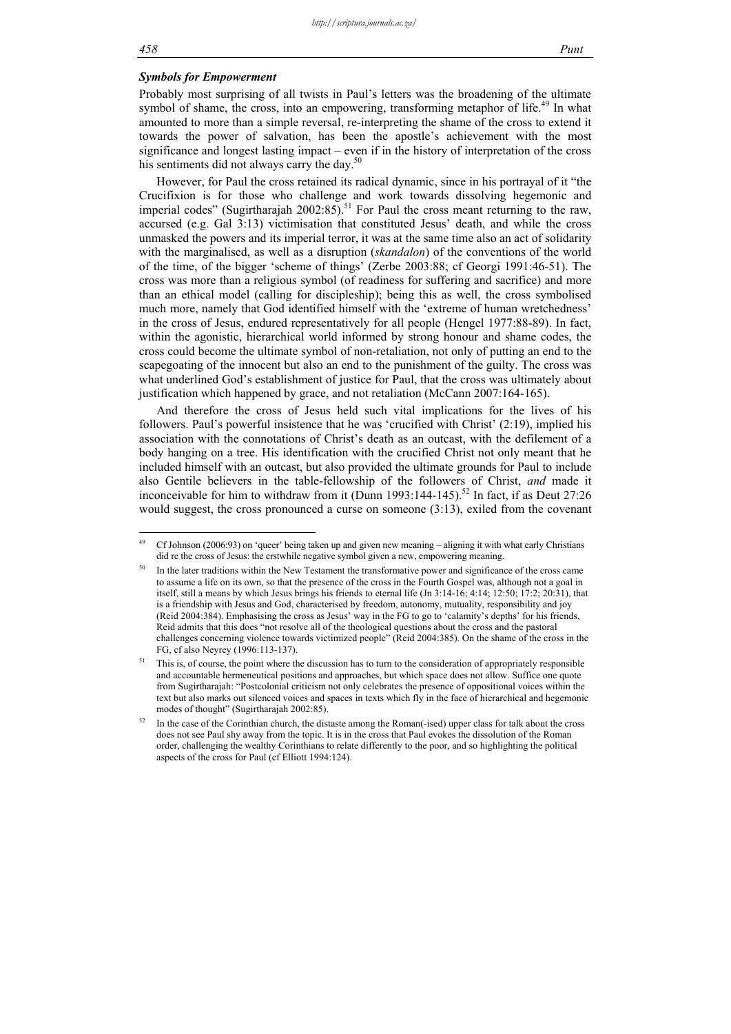### *Symbols for Empowerment*

Probably most surprising of all twists in Paul's letters was the broadening of the ultimate symbol of shame, the cross, into an empowering, transforming metaphor of life.[49] In what amounted to more than a simple reversal, re-interpreting the shame of the cross to extend it towards the power of salvation, has been the apostle's achievement with the most significance and longest lasting impact – even if in the history of interpretation of the cross his sentiments did not always carry the day.[50]

However, for Paul the cross retained its radical dynamic, since in his portrayal of it "the Crucifixion is for those who challenge and work towards dissolving hegemonic and imperial codes" (Sugirtharajah 2002:85).[51] For Paul the cross meant returning to the raw, accursed (e.g. Gal 3:13) victimisation that constituted Jesus' death, and while the cross unmasked the powers and its imperial terror, it was at the same time also an act of solidarity with the marginalised, as well as a disruption (*skandalon*) of the conventions of the world of the time, of the bigger 'scheme of things' (Zerbe 2003:88; cf Georgi 1991:46-51). The cross was more than a religious symbol (of readiness for suffering and sacrifice) and more than an ethical model (calling for discipleship); being this as well, the cross symbolised much more, namely that God identified himself with the 'extreme of human wretchedness' in the cross of Jesus, endured representatively for all people (Hengel 1977:88-89). In fact, within the agonistic, hierarchical world informed by strong honour and shame codes, the cross could become the ultimate symbol of non-retaliation, not only of putting an end to the scapegoating of the innocent but also an end to the punishment of the guilty. The cross was what underlined God's establishment of justice for Paul, that the cross was ultimately about justification which happened by grace, and not retaliation (McCann 2007:164-165).

And therefore the cross of Jesus held such vital implications for the lives of his followers. Paul's powerful insistence that he was 'crucified with Christ' (2:19), implied his association with the connotations of Christ's death as an outcast, with the defilement of a body hanging on a tree. His identification with the crucified Christ not only meant that he included himself with an outcast, but also provided the ultimate grounds for Paul to include also Gentile believers in the table-fellowship of the followers of Christ, *and* made it inconceivable for him to withdraw from it (Dunn 1993:144-145).[52] In fact, if as Deut 27:26 would suggest, the cross pronounced a curse on someone (3:13), exiled from the covenant

---

[49] Cf Johnson (2006:93) on 'queer' being taken up and given new meaning – aligning it with what early Christians did re the cross of Jesus: the erstwhile negative symbol given a new, empowering meaning.

[50] In the later traditions within the New Testament the transformative power and significance of the cross came to assume a life on its own, so that the presence of the cross in the Fourth Gospel was, although not a goal in itself, still a means by which Jesus brings his friends to eternal life (Jn 3:14-16; 4:14; 12:50; 17:2; 20:31), that is a friendship with Jesus and God, characterised by freedom, autonomy, mutuality, responsibility and joy (Reid 2004:384). Emphasising the cross as Jesus' way in the FG to go to 'calamity's depths' for his friends, Reid admits that this does "not resolve all of the theological questions about the cross and the pastoral challenges concerning violence towards victimized people" (Reid 2004:385). On the shame of the cross in the FG, cf also Neyrey (1996:113-137).

[51] This is, of course, the point where the discussion has to turn to the consideration of appropriately responsible and accountable hermeneutical positions and approaches, but which space does not allow. Suffice one quote from Sugirtharajah: "Postcolonial criticism not only celebrates the presence of oppositional voices within the text but also marks out silenced voices and spaces in texts which fly in the face of hierarchical and hegemonic modes of thought" (Sugirtharajah 2002:85).

[52] In the case of the Corinthian church, the distaste among the Roman(-ised) upper class for talk about the cross does not see Paul shy away from the topic. It is in the cross that Paul evokes the dissolution of the Roman order, challenging the wealthy Corinthians to relate differently to the poor, and so highlighting the political aspects of the cross for Paul (cf Elliott 1994:124).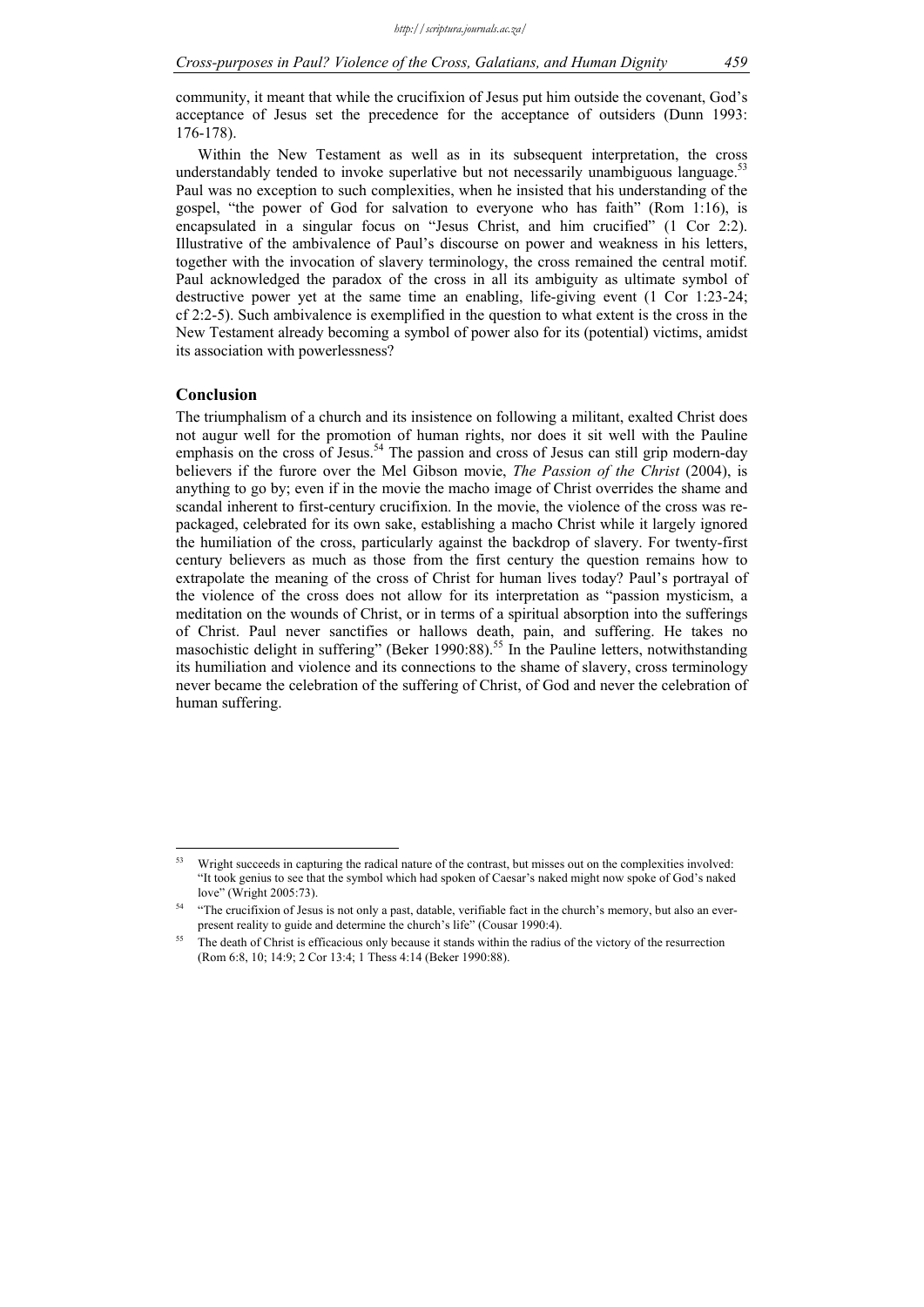community, it meant that while the crucifixion of Jesus put him outside the covenant, God's acceptance of Jesus set the precedence for the acceptance of outsiders (Dunn 1993: 176-178).

Within the New Testament as well as in its subsequent interpretation, the cross understandably tended to invoke superlative but not necessarily unambiguous language.[53] Paul was no exception to such complexities, when he insisted that his understanding of the gospel, "the power of God for salvation to everyone who has faith" (Rom 1:16), is encapsulated in a singular focus on "Jesus Christ, and him crucified" (1 Cor 2:2). Illustrative of the ambivalence of Paul's discourse on power and weakness in his letters, together with the invocation of slavery terminology, the cross remained the central motif. Paul acknowledged the paradox of the cross in all its ambiguity as ultimate symbol of destructive power yet at the same time an enabling, life-giving event (1 Cor 1:23-24; cf 2:2-5). Such ambivalence is exemplified in the question to what extent is the cross in the New Testament already becoming a symbol of power also for its (potential) victims, amidst its association with powerlessness?

## Conclusion

The triumphalism of a church and its insistence on following a militant, exalted Christ does not augur well for the promotion of human rights, nor does it sit well with the Pauline emphasis on the cross of Jesus.[54] The passion and cross of Jesus can still grip modern-day believers if the furore over the Mel Gibson movie, *The Passion of the Christ* (2004), is anything to go by; even if in the movie the macho image of Christ overrides the shame and scandal inherent to first-century crucifixion. In the movie, the violence of the cross was re-packaged, celebrated for its own sake, establishing a macho Christ while it largely ignored the humiliation of the cross, particularly against the backdrop of slavery. For twenty-first century believers as much as those from the first century the question remains how to extrapolate the meaning of the cross of Christ for human lives today? Paul's portrayal of the violence of the cross does not allow for its interpretation as "passion mysticism, a meditation on the wounds of Christ, or in terms of a spiritual absorption into the sufferings of Christ. Paul never sanctifies or hallows death, pain, and suffering. He takes no masochistic delight in suffering" (Beker 1990:88).[55] In the Pauline letters, notwithstanding its humiliation and violence and its connections to the shame of slavery, cross terminology never became the celebration of the suffering of Christ, of God and never the celebration of human suffering.

---

[53] Wright succeeds in capturing the radical nature of the contrast, but misses out on the complexities involved: "It took genius to see that the symbol which had spoken of Caesar's naked might now spoke of God's naked love" (Wright 2005:73).

[54] "The crucifixion of Jesus is not only a past, datable, verifiable fact in the church's memory, but also an ever-present reality to guide and determine the church's life" (Cousar 1990:4).

[55] The death of Christ is efficacious only because it stands within the radius of the victory of the resurrection (Rom 6:8, 10; 14:9; 2 Cor 13:4; 1 Thess 4:14 (Beker 1990:88).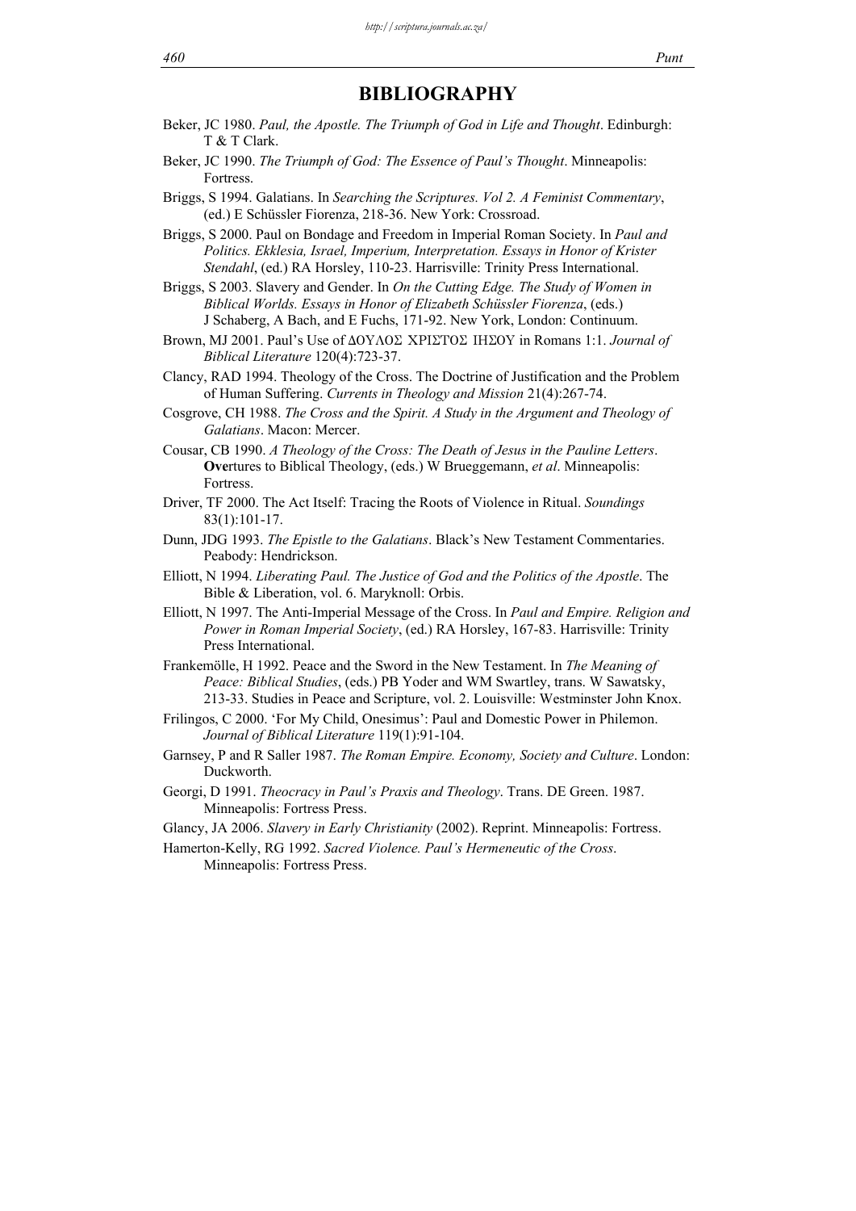## BIBLIOGRAPHY

Beker, JC 1980. *Paul, the Apostle. The Triumph of God in Life and Thought*. Edinburgh: T & T Clark.

Beker, JC 1990. *The Triumph of God: The Essence of Paul's Thought*. Minneapolis: Fortress.

Briggs, S 1994. Galatians. In *Searching the Scriptures. Vol 2. A Feminist Commentary*, (ed.) E Schüssler Fiorenza, 218-36. New York: Crossroad.

Briggs, S 2000. Paul on Bondage and Freedom in Imperial Roman Society. In *Paul and Politics. Ekklesia, Israel, Imperium, Interpretation. Essays in Honor of Krister Stendahl*, (ed.) RA Horsley, 110-23. Harrisville: Trinity Press International.

Briggs, S 2003. Slavery and Gender. In *On the Cutting Edge. The Study of Women in Biblical Worlds. Essays in Honor of Elizabeth Schüssler Fiorenza*, (eds.) J Schaberg, A Bach, and E Fuchs, 171-92. New York, London: Continuum.

Brown, MJ 2001. Paul's Use of ΔΟΥΛΟΣ ΧΡΙΣΤΟΣ ΙΗΣΟΥ in Romans 1:1. *Journal of Biblical Literature* 120(4):723-37.

Clancy, RAD 1994. Theology of the Cross. The Doctrine of Justification and the Problem of Human Suffering. *Currents in Theology and Mission* 21(4):267-74.

Cosgrove, CH 1988. *The Cross and the Spirit. A Study in the Argument and Theology of Galatians*. Macon: Mercer.

Cousar, CB 1990. *A Theology of the Cross: The Death of Jesus in the Pauline Letters*. **Ove**rtures to Biblical Theology, (eds.) W Brueggemann, *et al*. Minneapolis: Fortress.

Driver, TF 2000. The Act Itself: Tracing the Roots of Violence in Ritual. *Soundings* 83(1):101-17.

Dunn, JDG 1993. *The Epistle to the Galatians*. Black's New Testament Commentaries. Peabody: Hendrickson.

Elliott, N 1994. *Liberating Paul. The Justice of God and the Politics of the Apostle*. The Bible & Liberation, vol. 6. Maryknoll: Orbis.

Elliott, N 1997. The Anti-Imperial Message of the Cross. In *Paul and Empire. Religion and Power in Roman Imperial Society*, (ed.) RA Horsley, 167-83. Harrisville: Trinity Press International.

Frankemölle, H 1992. Peace and the Sword in the New Testament. In *The Meaning of Peace: Biblical Studies*, (eds.) PB Yoder and WM Swartley, trans. W Sawatsky, 213-33. Studies in Peace and Scripture, vol. 2. Louisville: Westminster John Knox.

Frilingos, C 2000. 'For My Child, Onesimus': Paul and Domestic Power in Philemon. *Journal of Biblical Literature* 119(1):91-104.

Garnsey, P and R Saller 1987. *The Roman Empire. Economy, Society and Culture*. London: Duckworth.

Georgi, D 1991. *Theocracy in Paul's Praxis and Theology*. Trans. DE Green. 1987. Minneapolis: Fortress Press.

Glancy, JA 2006. *Slavery in Early Christianity* (2002). Reprint. Minneapolis: Fortress.

Hamerton-Kelly, RG 1992. *Sacred Violence. Paul's Hermeneutic of the Cross*. Minneapolis: Fortress Press.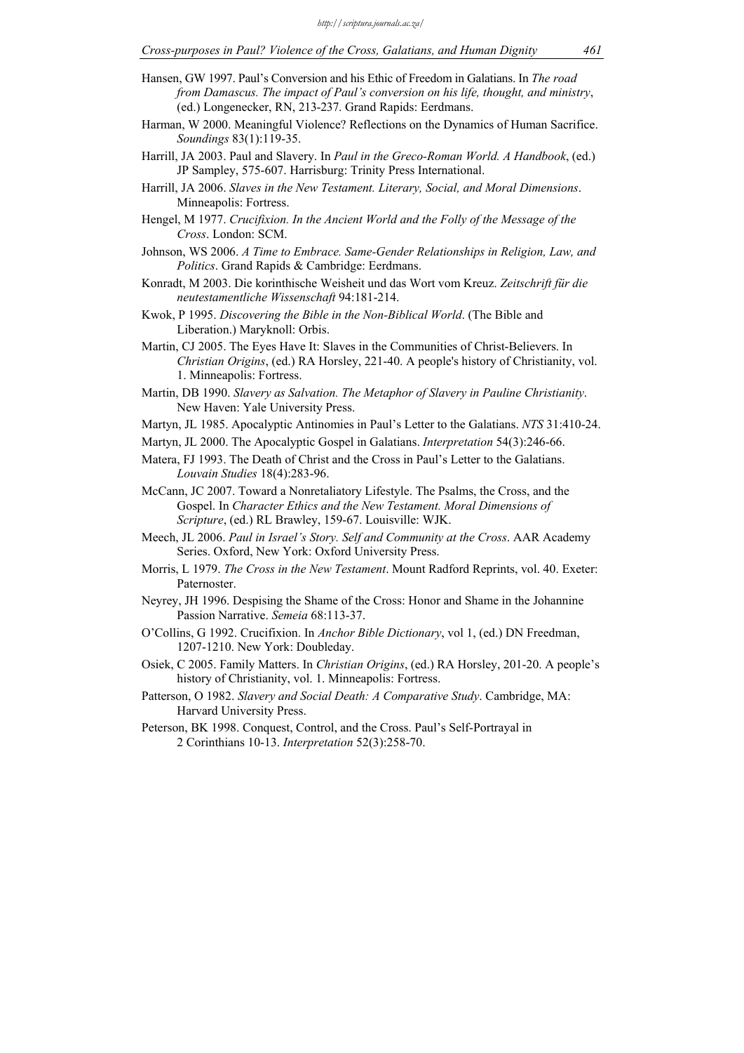Hansen, GW 1997. Paul's Conversion and his Ethic of Freedom in Galatians. In *The road from Damascus. The impact of Paul's conversion on his life, thought, and ministry*, (ed.) Longenecker, RN, 213-237. Grand Rapids: Eerdmans.

Harman, W 2000. Meaningful Violence? Reflections on the Dynamics of Human Sacrifice. *Soundings* 83(1):119-35.

Harrill, JA 2003. Paul and Slavery. In *Paul in the Greco-Roman World. A Handbook*, (ed.) JP Sampley, 575-607. Harrisburg: Trinity Press International.

Harrill, JA 2006. *Slaves in the New Testament. Literary, Social, and Moral Dimensions*. Minneapolis: Fortress.

Hengel, M 1977. *Crucifixion. In the Ancient World and the Folly of the Message of the Cross*. London: SCM.

Johnson, WS 2006. *A Time to Embrace. Same-Gender Relationships in Religion, Law, and Politics*. Grand Rapids & Cambridge: Eerdmans.

Konradt, M 2003. Die korinthische Weisheit und das Wort vom Kreuz. *Zeitschrift für die neutestamentliche Wissenschaft* 94:181-214.

Kwok, P 1995. *Discovering the Bible in the Non-Biblical World*. (The Bible and Liberation.) Maryknoll: Orbis.

Martin, CJ 2005. The Eyes Have It: Slaves in the Communities of Christ-Believers. In *Christian Origins*, (ed.) RA Horsley, 221-40. A people's history of Christianity, vol. 1. Minneapolis: Fortress.

Martin, DB 1990. *Slavery as Salvation. The Metaphor of Slavery in Pauline Christianity*. New Haven: Yale University Press.

Martyn, JL 1985. Apocalyptic Antinomies in Paul's Letter to the Galatians. *NTS* 31:410-24.

Martyn, JL 2000. The Apocalyptic Gospel in Galatians. *Interpretation* 54(3):246-66.

Matera, FJ 1993. The Death of Christ and the Cross in Paul's Letter to the Galatians. *Louvain Studies* 18(4):283-96.

McCann, JC 2007. Toward a Nonretaliatory Lifestyle. The Psalms, the Cross, and the Gospel. In *Character Ethics and the New Testament. Moral Dimensions of Scripture*, (ed.) RL Brawley, 159-67. Louisville: WJK.

Meech, JL 2006. *Paul in Israel's Story. Self and Community at the Cross*. AAR Academy Series. Oxford, New York: Oxford University Press.

Morris, L 1979. *The Cross in the New Testament*. Mount Radford Reprints, vol. 40. Exeter: Paternoster.

Neyrey, JH 1996. Despising the Shame of the Cross: Honor and Shame in the Johannine Passion Narrative. *Semeia* 68:113-37.

O'Collins, G 1992. Crucifixion. In *Anchor Bible Dictionary*, vol 1, (ed.) DN Freedman, 1207-1210. New York: Doubleday.

Osiek, C 2005. Family Matters. In *Christian Origins*, (ed.) RA Horsley, 201-20. A people's history of Christianity, vol. 1. Minneapolis: Fortress.

Patterson, O 1982. *Slavery and Social Death: A Comparative Study*. Cambridge, MA: Harvard University Press.

Peterson, BK 1998. Conquest, Control, and the Cross. Paul's Self-Portrayal in 2 Corinthians 10-13. *Interpretation* 52(3):258-70.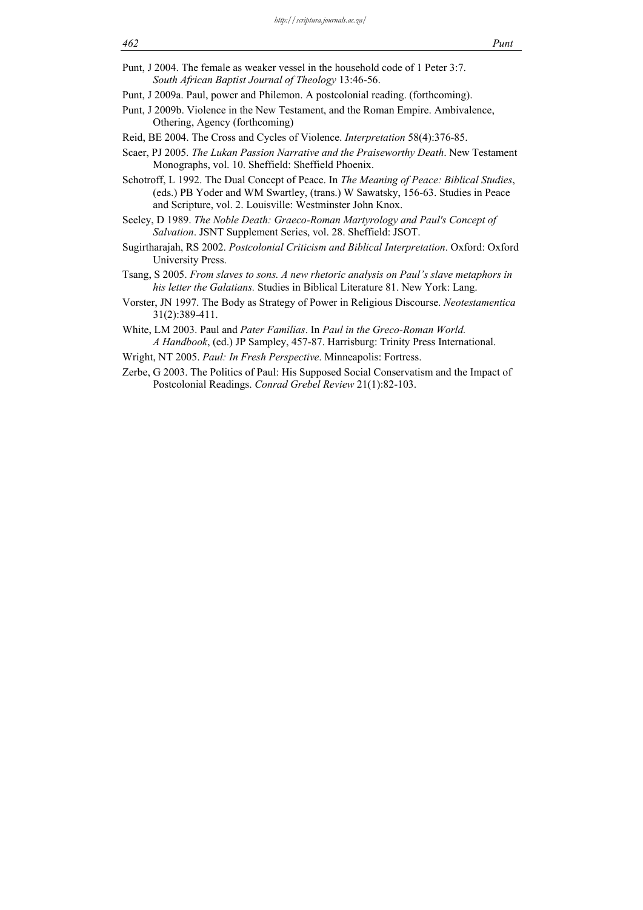Punt, J 2004. The female as weaker vessel in the household code of 1 Peter 3:7. *South African Baptist Journal of Theology* 13:46-56.

Punt, J 2009a. Paul, power and Philemon. A postcolonial reading. (forthcoming).

Punt, J 2009b. Violence in the New Testament, and the Roman Empire. Ambivalence, Othering, Agency (forthcoming)

Reid, BE 2004. The Cross and Cycles of Violence. *Interpretation* 58(4):376-85.

Scaer, PJ 2005. *The Lukan Passion Narrative and the Praiseworthy Death*. New Testament Monographs, vol. 10. Sheffield: Sheffield Phoenix.

Schotroff, L 1992. The Dual Concept of Peace. In *The Meaning of Peace: Biblical Studies*, (eds.) PB Yoder and WM Swartley, (trans.) W Sawatsky, 156-63. Studies in Peace and Scripture, vol. 2. Louisville: Westminster John Knox.

Seeley, D 1989. *The Noble Death: Graeco-Roman Martyrology and Paul's Concept of Salvation*. JSNT Supplement Series, vol. 28. Sheffield: JSOT.

Sugirtharajah, RS 2002. *Postcolonial Criticism and Biblical Interpretation*. Oxford: Oxford University Press.

Tsang, S 2005. *From slaves to sons. A new rhetoric analysis on Paul's slave metaphors in his letter the Galatians.* Studies in Biblical Literature 81. New York: Lang.

Vorster, JN 1997. The Body as Strategy of Power in Religious Discourse. *Neotestamentica* 31(2):389-411.

White, LM 2003. Paul and *Pater Familias*. In *Paul in the Greco-Roman World. A Handbook*, (ed.) JP Sampley, 457-87. Harrisburg: Trinity Press International.

Wright, NT 2005. *Paul: In Fresh Perspective*. Minneapolis: Fortress.

Zerbe, G 2003. The Politics of Paul: His Supposed Social Conservatism and the Impact of Postcolonial Readings. *Conrad Grebel Review* 21(1):82-103.